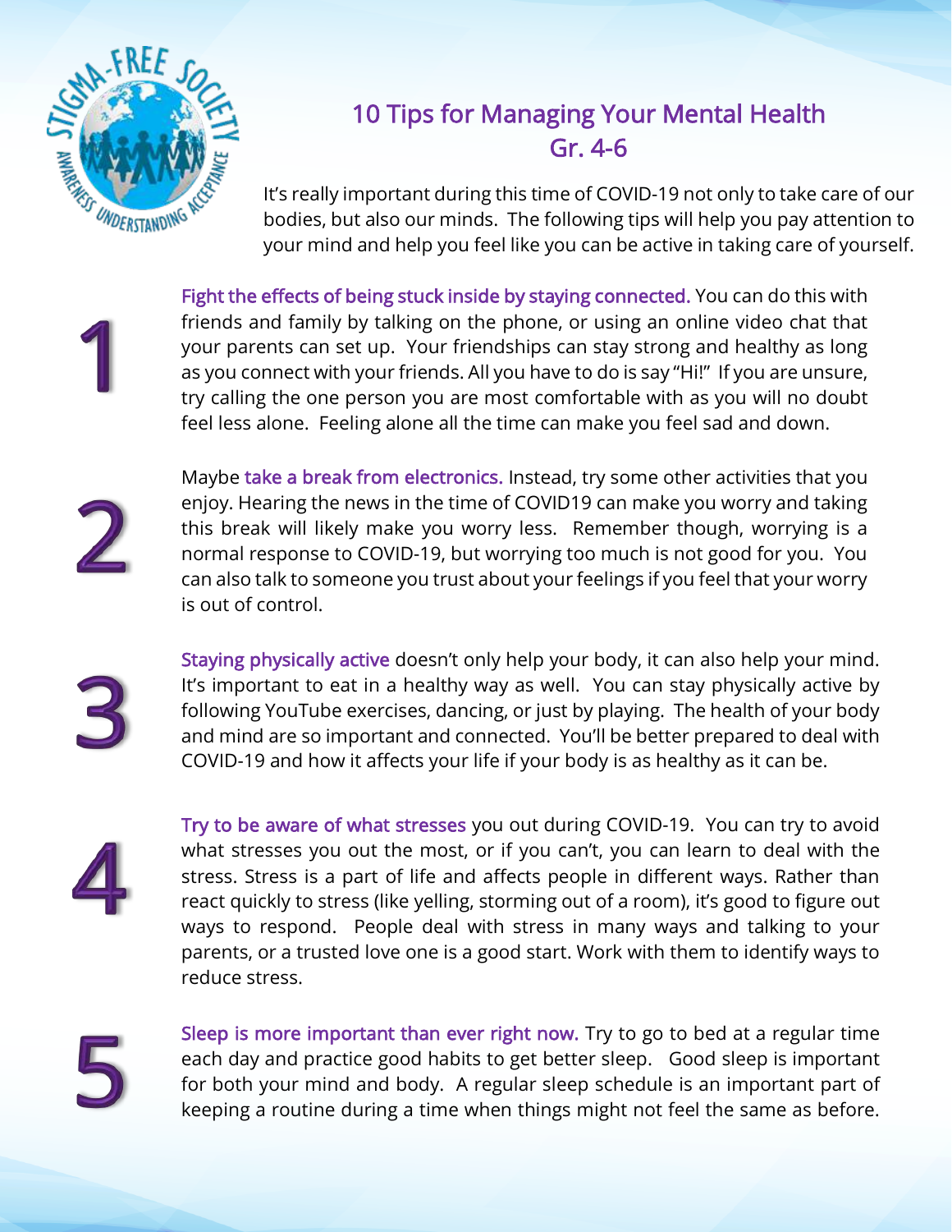# 10 Tips for Managing Your Mental Health Gr. 4-6

It's really important during this time of COVID-19 not only to take care of our bodies, but also our minds. The following tips will help you pay attention to your mind and help you feel like you can be active in taking care of yourself.

1. **Fight the effects of being stuck inside by staying connected.** You can do this with friends and family by talking on the phone, or using an online video chat that your parents can set up. Your friendships can stay strong and healthy as long as you connect with your friends. All you have to do is say "Hi!" If you are unsure, try calling the one person you are most comfortable with as you will no doubt feel less alone. Feeling alone all the time can make you feel sad and down.

2. Maybe **take a break from electronics.** Instead, try some other activities that you enjoy. Hearing the news in the time of COVID19 can make you worry and taking this break will likely make you worry less. Remember though, worrying is a normal response to COVID-19, but worrying too much is not good for you. You can also talk to someone you trust about your feelings if you feel that your worry is out of control.

3. **Staying physically active** doesn't only help your body, it can also help your mind. It's important to eat in a healthy way as well. You can stay physically active by following YouTube exercises, dancing, or just by playing. The health of your body and mind are so important and connected. You'll be better prepared to deal with COVID-19 and how it affects your life if your body is as healthy as it can be.

4. **Try to be aware of what stresses** you out during COVID-19. You can try to avoid what stresses you out the most, or if you can't, you can learn to deal with the stress. Stress is a part of life and affects people in different ways. Rather than react quickly to stress (like yelling, storming out of a room), it's good to figure out ways to respond. People deal with stress in many ways and talking to your parents, or a trusted love one is a good start. Work with them to identify ways to reduce stress.

5. **Sleep is more important than ever right now.** Try to go to bed at a regular time each day and practice good habits to get better sleep. Good sleep is important for both your mind and body. A regular sleep schedule is an important part of keeping a routine during a time when things might not feel the same as before.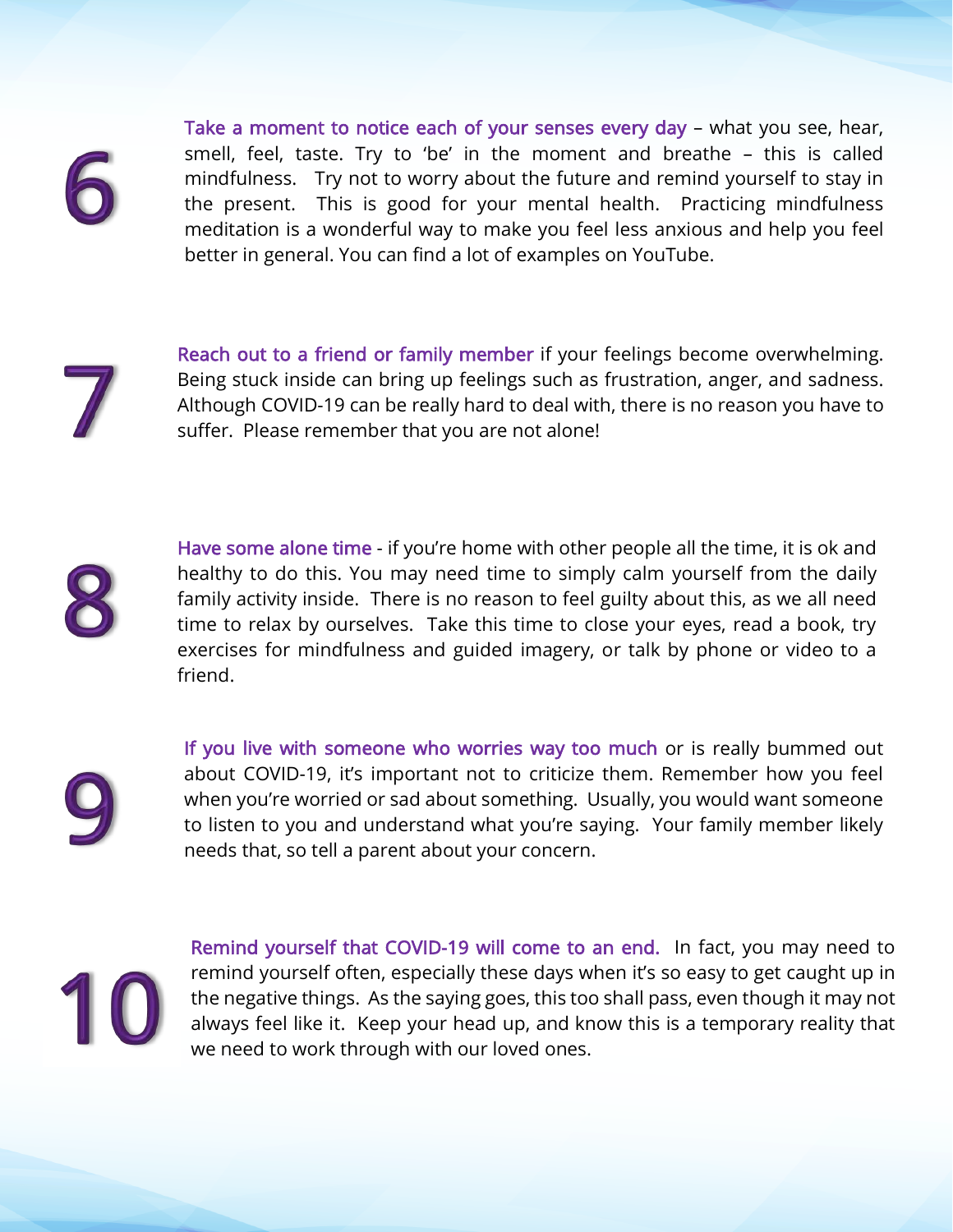6

**Take a moment to notice each of your senses every day** – what you see, hear, smell, feel, taste. Try to 'be' in the moment and breathe – this is called mindfulness. Try not to worry about the future and remind yourself to stay in the present. This is good for your mental health. Practicing mindfulness meditation is a wonderful way to make you feel less anxious and help you feel better in general. You can find a lot of examples on YouTube.

7

**Reach out to a friend or family member** if your feelings become overwhelming. Being stuck inside can bring up feelings such as frustration, anger, and sadness. Although COVID-19 can be really hard to deal with, there is no reason you have to suffer. Please remember that you are not alone!

8

**Have some alone time** - if you're home with other people all the time, it is ok and healthy to do this. You may need time to simply calm yourself from the daily family activity inside. There is no reason to feel guilty about this, as we all need time to relax by ourselves. Take this time to close your eyes, read a book, try exercises for mindfulness and guided imagery, or talk by phone or video to a friend.

9

**If you live with someone who worries way too much** or is really bummed out about COVID-19, it's important not to criticize them. Remember how you feel when you're worried or sad about something. Usually, you would want someone to listen to you and understand what you're saying. Your family member likely needs that, so tell a parent about your concern.

10

**Remind yourself that COVID-19 will come to an end.** In fact, you may need to remind yourself often, especially these days when it's so easy to get caught up in the negative things. As the saying goes, this too shall pass, even though it may not always feel like it. Keep your head up, and know this is a temporary reality that we need to work through with our loved ones.